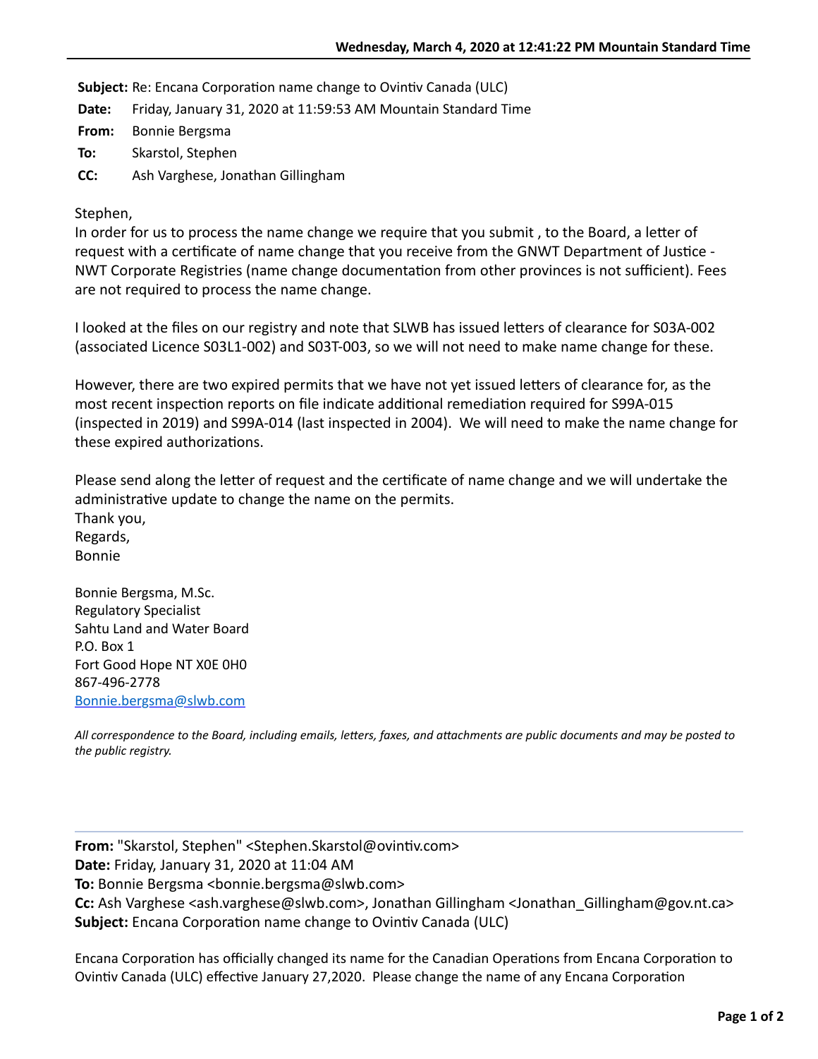**Subject:** Re: Encana Corporation name change to Ovintiv Canada (ULC)
**Date:** Friday, January 31, 2020 at 11:59:53 AM Mountain Standard Time
**From:** Bonnie Bergsma
**To:** Skarstol, Stephen
**CC:** Ash Varghese, Jonathan Gillingham

Stephen,
In order for us to process the name change we require that you submit , to the Board, a letter of request with a certificate of name change that you receive from the GNWT Department of Justice - NWT Corporate Registries (name change documentation from other provinces is not sufficient). Fees are not required to process the name change.

I looked at the files on our registry and note that SLWB has issued letters of clearance for S03A-002 (associated Licence S03L1-002) and S03T-003, so we will not need to make name change for these.

However, there are two expired permits that we have not yet issued letters of clearance for, as the most recent inspection reports on file indicate additional remediation required for S99A-015 (inspected in 2019) and S99A-014 (last inspected in 2004). We will need to make the name change for these expired authorizations.

Please send along the letter of request and the certificate of name change and we will undertake the administrative update to change the name on the permits.
Thank you,
Regards,
Bonnie

Bonnie Bergsma, M.Sc.
Regulatory Specialist
Sahtu Land and Water Board
P.O. Box 1
Fort Good Hope NT X0E 0H0
867-496-2778
Bonnie.bergsma@slwb.com

*All correspondence to the Board, including emails, letters, faxes, and attachments are public documents and may be posted to the public registry.*

---

**From:** "Skarstol, Stephen" <Stephen.Skarstol@ovintiv.com>
**Date:** Friday, January 31, 2020 at 11:04 AM
**To:** Bonnie Bergsma <bonnie.bergsma@slwb.com>
**Cc:** Ash Varghese <ash.varghese@slwb.com>, Jonathan Gillingham <Jonathan_Gillingham@gov.nt.ca>
**Subject:** Encana Corporation name change to Ovintiv Canada (ULC)

Encana Corporation has officially changed its name for the Canadian Operations from Encana Corporation to Ovintiv Canada (ULC) effective January 27,2020. Please change the name of any Encana Corporation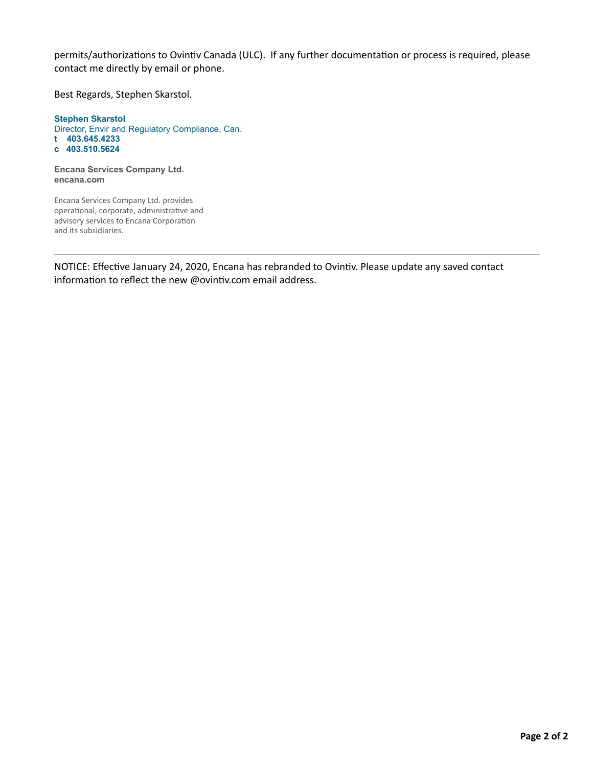permits/authorizations to Ovintiv Canada (ULC).  If any further documentation or process is required, please contact me directly by email or phone.

Best Regards, Stephen Skarstol.

**Stephen Skarstol**
Director, Envir and Regulatory Compliance, Can.
**t 403.645.4233**
**c 403.510.5624**

**Encana Services Company Ltd.**
**encana.com**

Encana Services Company Ltd. provides operational, corporate, administrative and advisory services to Encana Corporation and its subsidiaries.

---

NOTICE: Effective January 24, 2020, Encana has rebranded to Ovintiv. Please update any saved contact information to reflect the new @ovintiv.com email address.